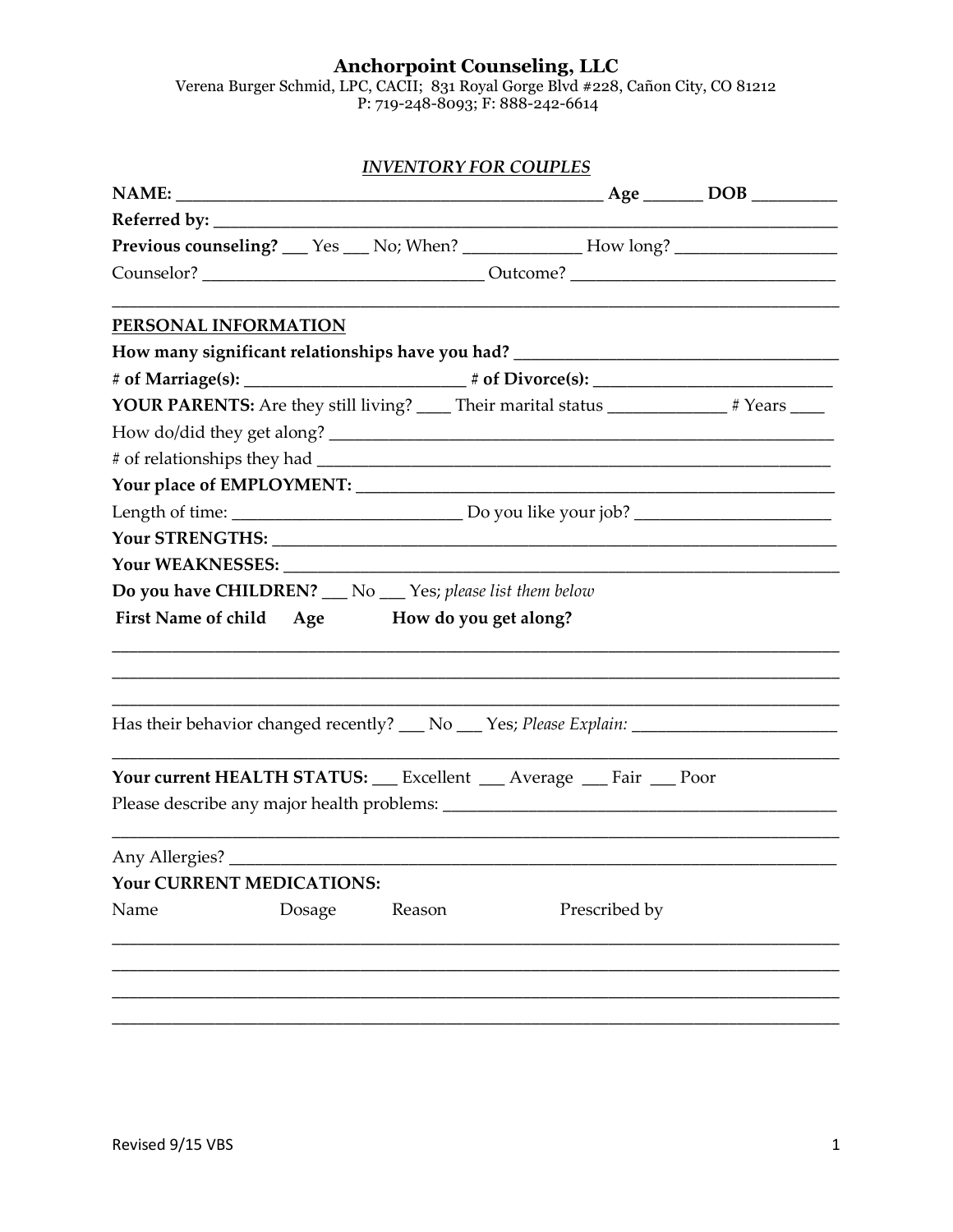# Anchorpoint Counseling, LLC

Verena Burger Schmid, LPC, CACII; 831 Royal Gorge Blvd #228, Cañon City, CO 81212
P: 719-248-8093; F: 888-242-6614

## *INVENTORY FOR COUPLES*

**NAME:** ______________________________________________ **Age** ______ **DOB** _________

**Referred by:** _____________________________________________________________________

**Previous counseling?** ___ Yes ___ No; When? _____________ How long? __________________

Counselor? _______________________________ Outcome? _____________________________

_____________________________________________________________________________________

**PERSONAL INFORMATION**

**How many significant relationships have you had?** _____________________________________

**# of Marriage(s):** _________________________ **# of Divorce(s):** ___________________________

**YOUR PARENTS:** Are they still living? ____ Their marital status _____________ # Years ____

How do/did they get along? _________________________________________________________

# of relationships they had _________________________________________________________

**Your place of EMPLOYMENT:** _____________________________________________________

Length of time: __________________________ Do you like your job? ______________________

**Your STRENGTHS:** _______________________________________________________________

**Your WEAKNESSES:** ______________________________________________________________

**Do you have CHILDREN?** ___ No ___ Yes; *please list them below*

**First Name of child    Age    How do you get along?**

_____________________________________________________________________________________

_____________________________________________________________________________________

_____________________________________________________________________________________

Has their behavior changed recently? ___ No ___ Yes; *Please Explain:* _______________________

_____________________________________________________________________________________

**Your current HEALTH STATUS:** ___ Excellent ___ Average ___ Fair ___ Poor

Please describe any major health problems: ____________________________________________

_____________________________________________________________________________________

Any Allergies? _____________________________________________________________________

**Your CURRENT MEDICATIONS:**

Name    Dosage    Reason    Prescribed by

_____________________________________________________________________________________

_____________________________________________________________________________________

_____________________________________________________________________________________

_____________________________________________________________________________________

Revised 9/15 VBS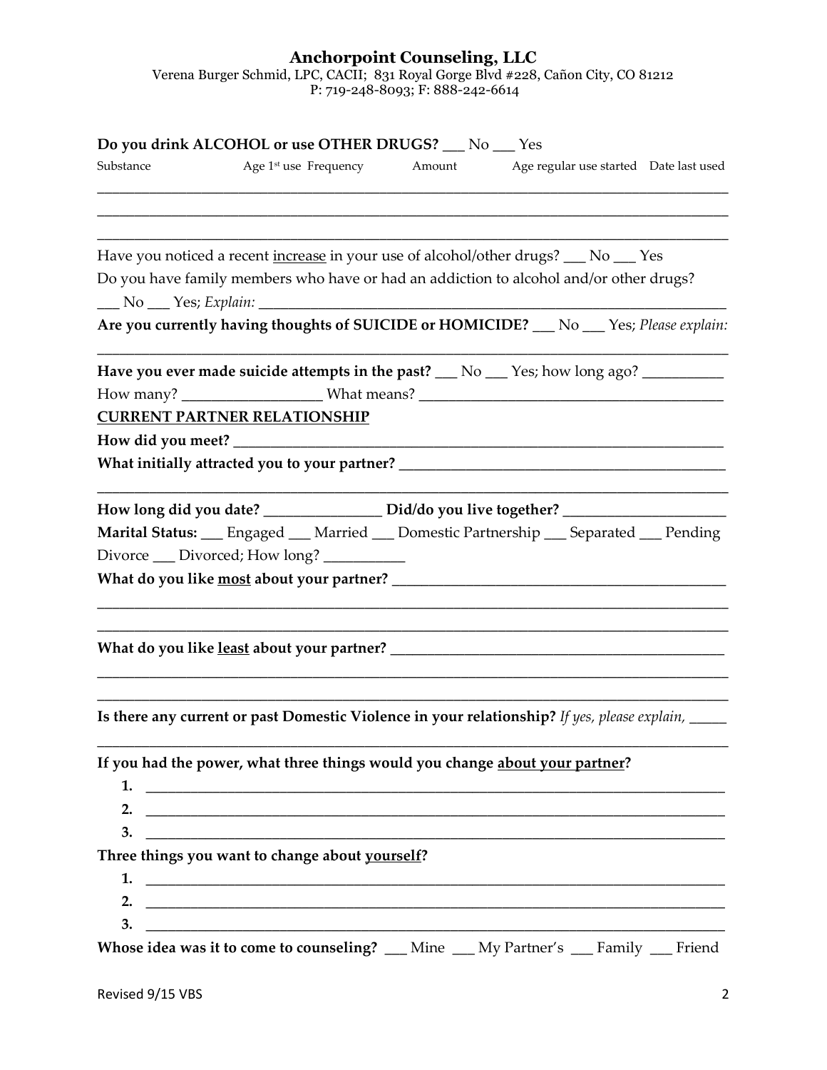**Anchorpoint Counseling, LLC**
Verena Burger Schmid, LPC, CACII; 831 Royal Gorge Blvd #228, Cañon City, CO 81212
P: 719-248-8093; F: 888-242-6614

**Do you drink ALCOHOL or use OTHER DRUGS?** ___ No ___ Yes

| Substance | Age 1st use | Frequency | Amount | Age regular use started | Date last used |
|---|---|---|---|---|---|
| | | | | | |
| | | | | | |
| | | | | | |

Have you noticed a recent <u>increase</u> in your use of alcohol/other drugs? ___ No ___ Yes

Do you have family members who have or had an addiction to alcohol and/or other drugs?
___ No ___ Yes; *Explain:* ____________________________________________

**Are you currently having thoughts of SUICIDE or HOMICIDE?** ___ No ___ Yes; *Please explain:*
____________________________________________

**Have you ever made suicide attempts in the past?** ___ No ___ Yes; how long ago? __________
How many? ________________ What means? ______________________________

**<u>CURRENT PARTNER RELATIONSHIP</u>**

**How did you meet?** ____________________________________________

**What initially attracted you to your partner?** ______________________________
____________________________________________

**How long did you date?** _______________ **Did/do you live together?** ____________________

**Marital Status:** ___ Engaged ___ Married ___ Domestic Partnership ___ Separated ___ Pending Divorce ___ Divorced; How long? __________

**What do you like <u>most</u> about your partner?** ______________________________
____________________________________________
____________________________________________

**What do you like <u>least</u> about your partner?** ______________________________
____________________________________________
____________________________________________

**Is there any current or past Domestic Violence in your relationship?** *If yes, please explain,* _____
____________________________________________

**If you had the power, what three things would you change <u>about your partner</u>?**

1. ____________________________________________
2. ____________________________________________
3. ____________________________________________

**Three things you want to change about <u>yourself</u>?**

1. ____________________________________________
2. ____________________________________________
3. ____________________________________________

**Whose idea was it to come to counseling?** ___ Mine ___ My Partner's ___ Family ___ Friend

Revised 9/15 VBS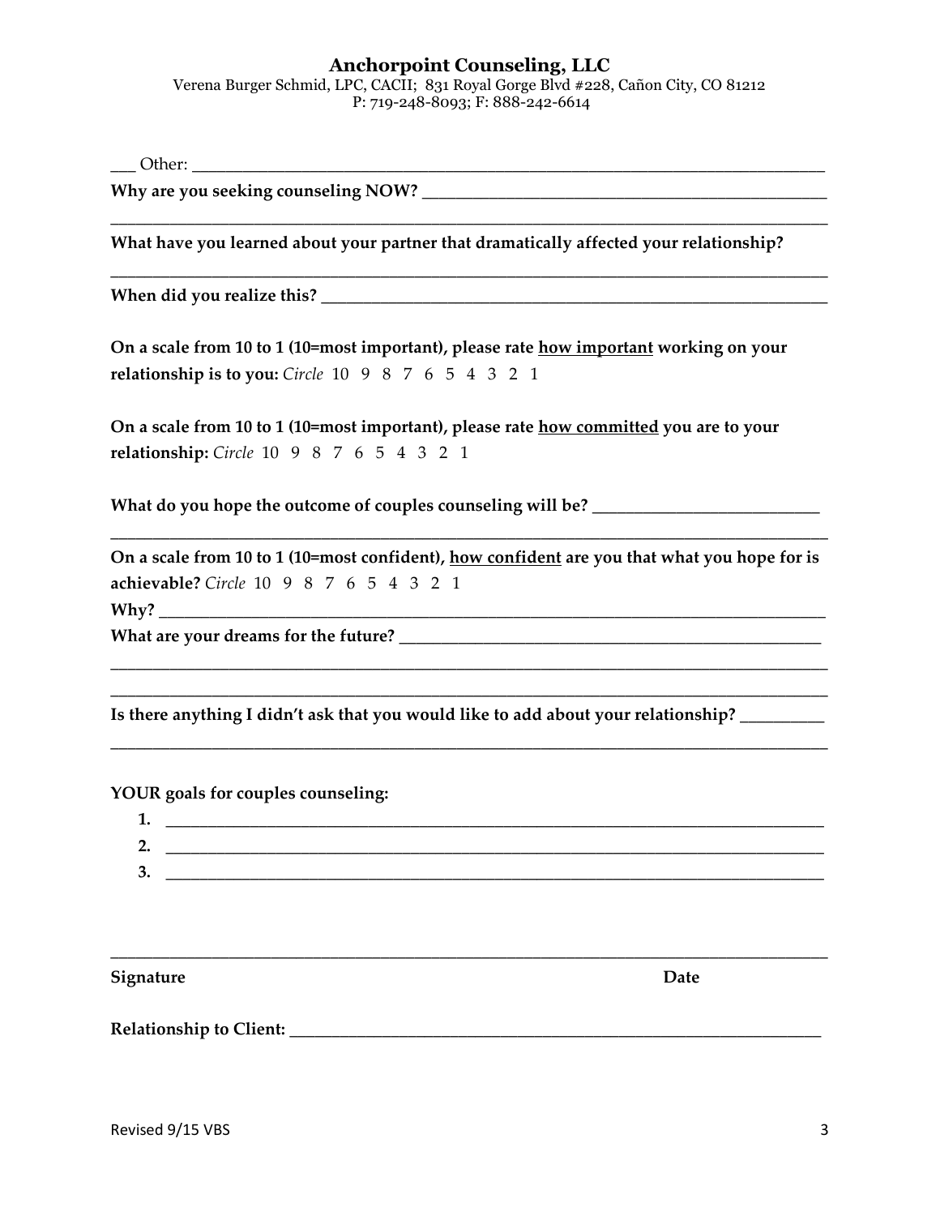**Anchorpoint Counseling, LLC**
Verena Burger Schmid, LPC, CACII; 831 Royal Gorge Blvd #228, Cañon City, CO 81212
P: 719-248-8093; F: 888-242-6614

___ Other: ___________________________________________________________________

**Why are you seeking counseling NOW?** _________________________________________

_____________________________________________________________________________

**What have you learned about your partner that dramatically affected your relationship?**

_____________________________________________________________________________

**When did you realize this?** _____________________________________________________

**On a scale from 10 to 1 (10=most important), please rate <u>how important</u> working on your relationship is to you:** *Circle* 10 9 8 7 6 5 4 3 2 1

**On a scale from 10 to 1 (10=most important), please rate <u>how committed</u> you are to your relationship:** *Circle* 10 9 8 7 6 5 4 3 2 1

**What do you hope the outcome of couples counseling will be?** ________________________

_____________________________________________________________________________

**On a scale from 10 to 1 (10=most confident), <u>how confident</u> are you that what you hope for is achievable?** *Circle* 10 9 8 7 6 5 4 3 2 1

**Why?** _______________________________________________________________________

**What are your dreams for the future?** ___________________________________________

_____________________________________________________________________________

_____________________________________________________________________________

**Is there anything I didn't ask that you would like to add about your relationship?** _________

_____________________________________________________________________________

**YOUR goals for couples counseling:**

1. ___________________________________________________________________________
2. ___________________________________________________________________________
3. ___________________________________________________________________________

_____________________________________________________________________________

**Signature** **Date**

**Relationship to Client:** ______________________________________________________

Revised 9/15 VBS